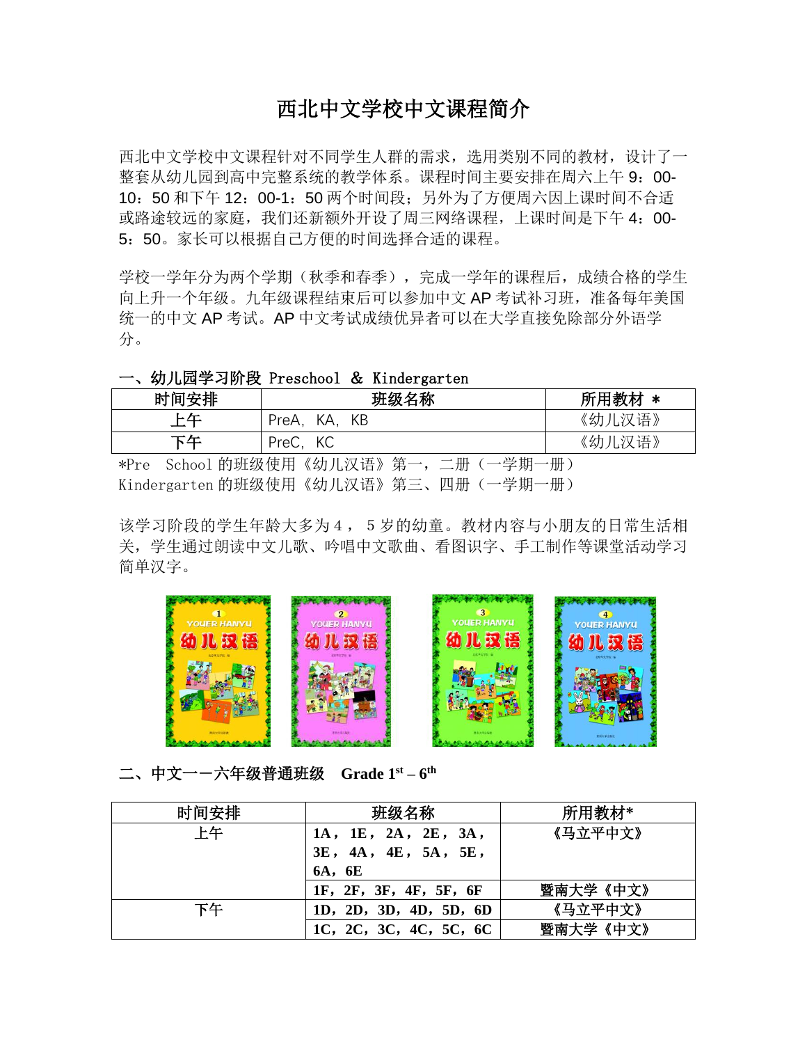# 西北中文学校中文课程简介

西北中文学校中文课程针对不同学生人群的需求，选用类别不同的教材，设计了一整套从幼儿园到高中完整系统的教学体系。课程时间主要安排在周六上午 9：00-10：50 和下午 12：00-1：50 两个时间段；另外为了方便周六因上课时间不合适或路途较远的家庭，我们还新额外开设了周三网络课程，上课时间是下午 4：00-5：50。家长可以根据自己方便的时间选择合适的课程。

学校一学年分为两个学期（秋季和春季），完成一学年的课程后，成绩合格的学生向上升一个年级。九年级课程结束后可以参加中文 AP 考试补习班，准备每年美国统一的中文 AP 考试。AP 中文考试成绩优异者可以在大学直接免除部分外语学分。

## 一、幼儿园学习阶段 Preschool & Kindergarten

| 时间安排 | 班级名称 | 所用教材 * |
|---|---|---|
| 上午 | PreA，KA，KB | 《幼儿汉语》 |
| 下午 | PreC，KC | 《幼儿汉语》 |

*Pre School 的班级使用《幼儿汉语》第一，二册（一学期一册）
Kindergarten 的班级使用《幼儿汉语》第三、四册（一学期一册）

该学习阶段的学生年龄大多为 4， 5 岁的幼童。教材内容与小朋友的日常生活相关，学生通过朗读中文儿歌、吟唱中文歌曲、看图识字、手工制作等课堂活动学习简单汉字。

## 二、中文一一六年级普通班级 Grade 1st – 6th

| 时间安排 | 班级名称 | 所用教材* |
|---|---|---|
| 上午 | 1A，1E，2A，2E，3A，3E，4A，4E，5A，5E，6A，6E | 《马立平中文》 |
| | 1F，2F，3F，4F，5F，6F | 暨南大学《中文》 |
| 下午 | 1D，2D，3D，4D，5D，6D | 《马立平中文》 |
| | 1C，2C，3C，4C，5C，6C | 暨南大学《中文》 |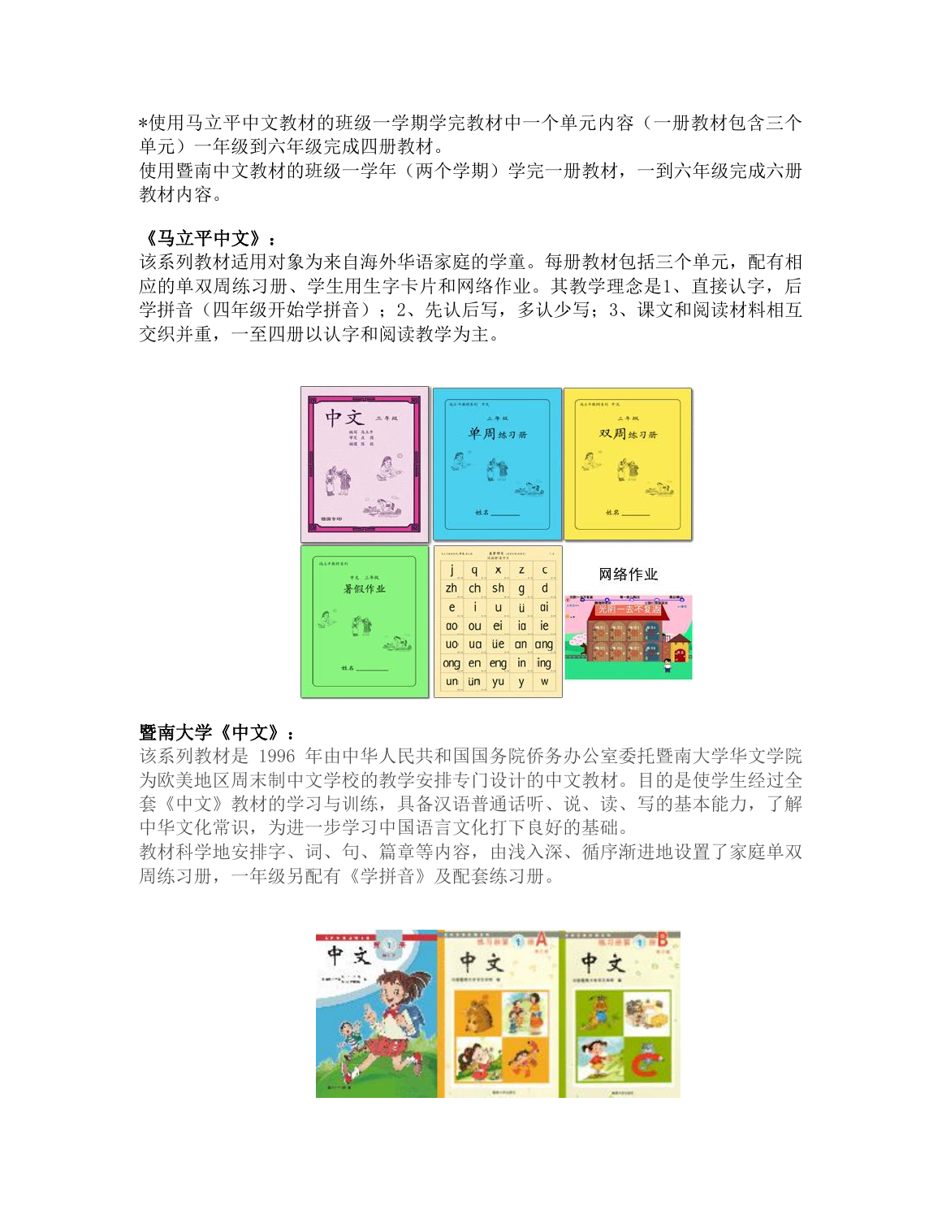*使用马立平中文教材的班级一学期学完教材中一个单元内容（一册教材包含三个单元）一年级到六年级完成四册教材。
使用暨南中文教材的班级一学年（两个学期）学完一册教材，一到六年级完成六册教材内容。

**《马立平中文》：**
该系列教材适用对象为来自海外华语家庭的学童。每册教材包括三个单元，配有相应的单双周练习册、学生用生字卡片和网络作业。其教学理念是1、直接认字，后学拼音（四年级开始学拼音）；2、先认后写，多认少写；3、课文和阅读材料相互交织并重，一至四册以认字和阅读教学为主。

**暨南大学《中文》：**
该系列教材是 1996 年由中华人民共和国国务院侨务办公室委托暨南大学华文学院为欧美地区周末制中文学校的教学安排专门设计的中文教材。目的是使学生经过全套《中文》教材的学习与训练，具备汉语普通话听、说、读、写的基本能力，了解中华文化常识，为进一步学习中国语言文化打下良好的基础。
教材科学地安排字、词、句、篇章等内容，由浅入深、循序渐进地设置了家庭单双周练习册，一年级另配有《学拼音》及配套练习册。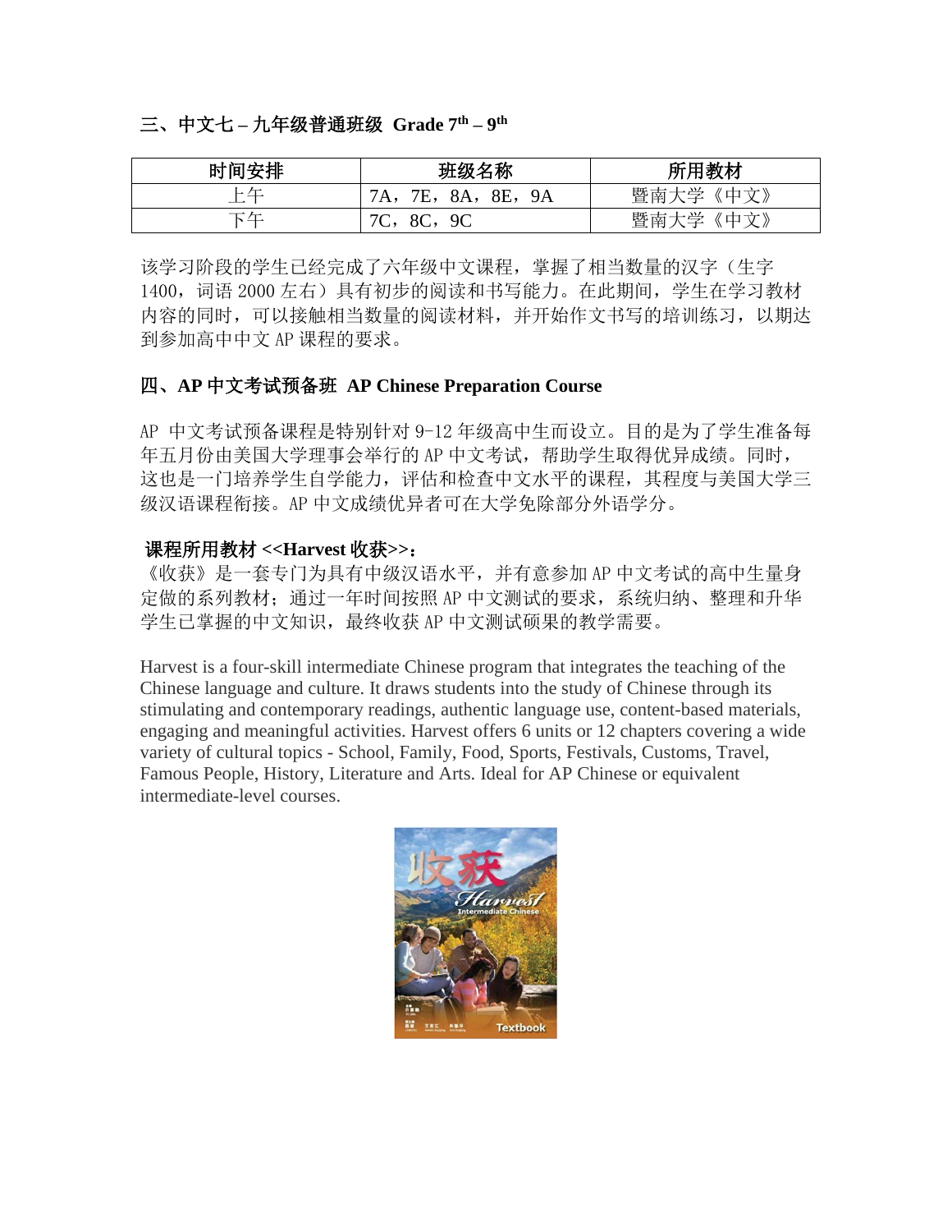### 三、中文七 – 九年级普通班级 Grade 7th – 9th

| 时间安排 | 班级名称 | 所用教材 |
| --- | --- | --- |
| 上午 | 7A，7E，8A，8E，9A | 暨南大学《中文》 |
| 下午 | 7C，8C，9C | 暨南大学《中文》 |

该学习阶段的学生已经完成了六年级中文课程，掌握了相当数量的汉字（生字 1400，词语 2000 左右）具有初步的阅读和书写能力。在此期间，学生在学习教材内容的同时，可以接触相当数量的阅读材料，并开始作文书写的培训练习，以期达到参加高中中文 AP 课程的要求。

### 四、AP 中文考试预备班 AP Chinese Preparation Course

AP 中文考试预备课程是特别针对 9-12 年级高中生而设立。目的是为了学生准备每年五月份由美国大学理事会举行的 AP 中文考试，帮助学生取得优异成绩。同时，这也是一门培养学生自学能力，评估和检查中文水平的课程，其程度与美国大学三级汉语课程衔接。AP 中文成绩优异者可在大学免除部分外语学分。

**课程所用教材 <<Harvest 收获>>：**

《收获》是一套专门为具有中级汉语水平，并有意参加 AP 中文考试的高中生量身定做的系列教材；通过一年时间按照 AP 中文测试的要求，系统归纳、整理和升华学生已掌握的中文知识，最终收获 AP 中文测试硕果的教学需要。

Harvest is a four-skill intermediate Chinese program that integrates the teaching of the Chinese language and culture. It draws students into the study of Chinese through its stimulating and contemporary readings, authentic language use, content-based materials, engaging and meaningful activities. Harvest offers 6 units or 12 chapters covering a wide variety of cultural topics - School, Family, Food, Sports, Festivals, Customs, Travel, Famous People, History, Literature and Arts. Ideal for AP Chinese or equivalent intermediate-level courses.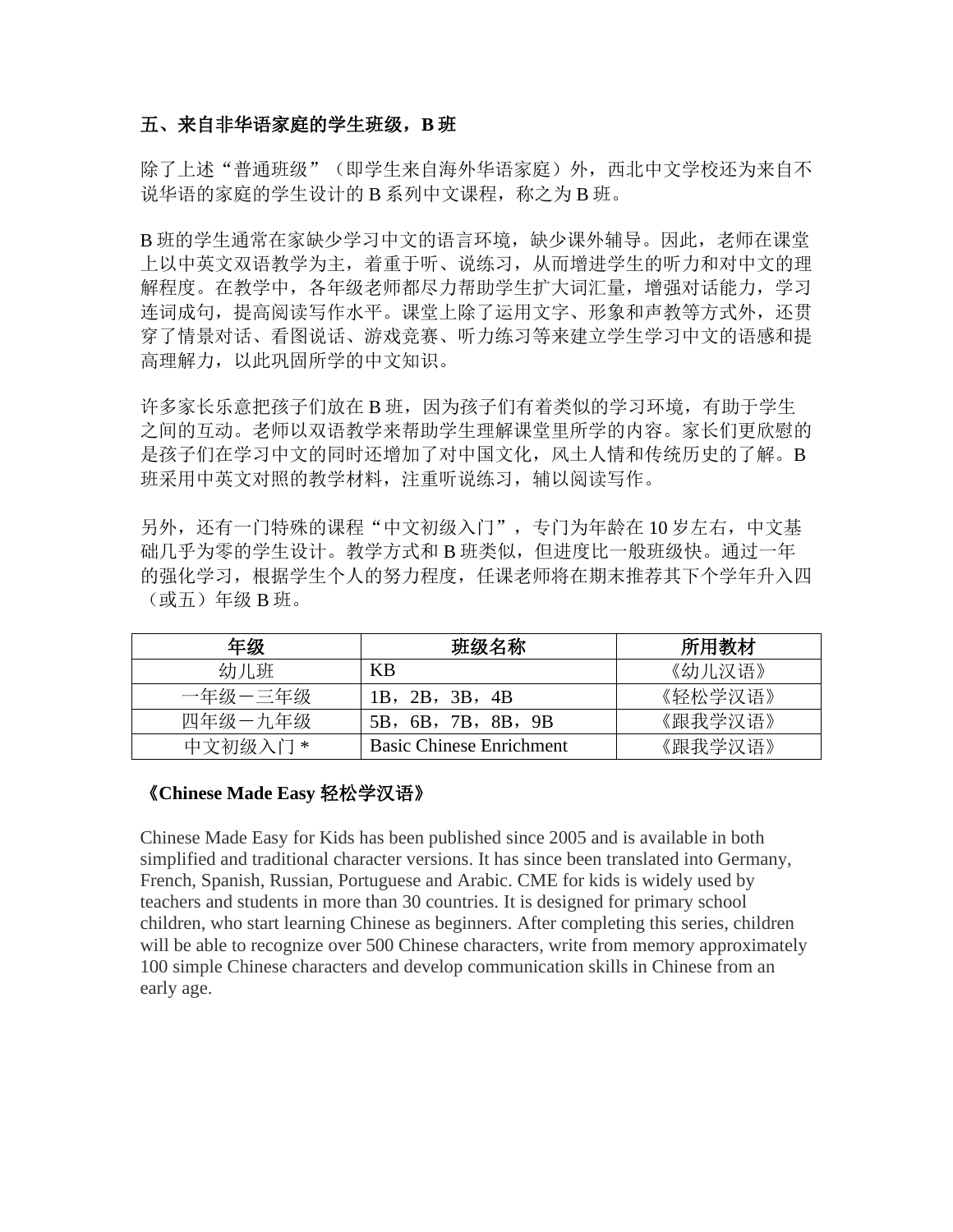## 五、来自非华语家庭的学生班级，B 班

除了上述“普通班级”（即学生来自海外华语家庭）外，西北中文学校还为来自不说华语的家庭的学生设计的 B 系列中文课程，称之为 B 班。

B 班的学生通常在家缺少学习中文的语言环境，缺少课外辅导。因此，老师在课堂上以中英文双语教学为主，着重于听、说练习，从而增进学生的听力和对中文的理解程度。在教学中，各年级老师都尽力帮助学生扩大词汇量，增强对话能力，学习连词成句，提高阅读写作水平。课堂上除了运用文字、形象和声教等方式外，还贯穿了情景对话、看图说话、游戏竞赛、听力练习等来建立学生学习中文的语感和提高理解力，以此巩固所学的中文知识。

许多家长乐意把孩子们放在 B 班，因为孩子们有着类似的学习环境，有助于学生之间的互动。老师以双语教学来帮助学生理解课堂里所学的内容。家长们更欣慰的是孩子们在学习中文的同时还增加了对中国文化，风土人情和传统历史的了解。B 班采用中英文对照的教学材料，注重听说练习，辅以阅读写作。

另外，还有一门特殊的课程“中文初级入门”，专门为年龄在 10 岁左右，中文基础几乎为零的学生设计。教学方式和 B 班类似，但进度比一般班级快。通过一年的强化学习，根据学生个人的努力程度，任课老师将在期末推荐其下个学年升入四（或五）年级 B 班。

| 年级 | 班级名称 | 所用教材 |
|---|---|---|
| 幼儿班 | KB | 《幼儿汉语》 |
| 一年级－三年级 | 1B，2B，3B，4B | 《轻松学汉语》 |
| 四年级－九年级 | 5B，6B，7B，8B，9B | 《跟我学汉语》 |
| 中文初级入门 * | Basic Chinese Enrichment | 《跟我学汉语》 |

**《Chinese Made Easy 轻松学汉语》**

Chinese Made Easy for Kids has been published since 2005 and is available in both simplified and traditional character versions. It has since been translated into Germany, French, Spanish, Russian, Portuguese and Arabic. CME for kids is widely used by teachers and students in more than 30 countries. It is designed for primary school children, who start learning Chinese as beginners. After completing this series, children will be able to recognize over 500 Chinese characters, write from memory approximately 100 simple Chinese characters and develop communication skills in Chinese from an early age.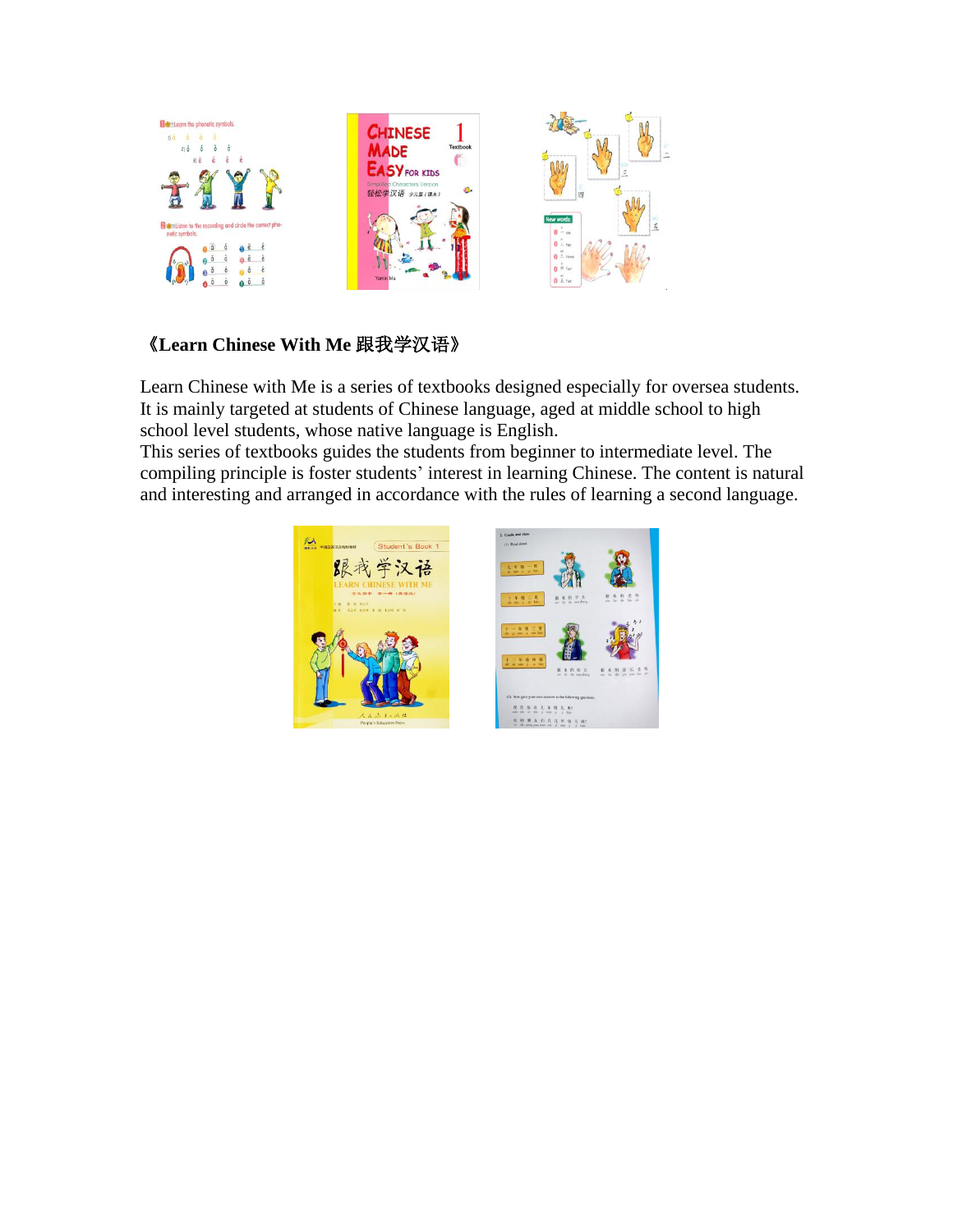**《Learn Chinese With Me 跟我学汉语》**

Learn Chinese with Me is a series of textbooks designed especially for oversea students. It is mainly targeted at students of Chinese language, aged at middle school to high school level students, whose native language is English.

This series of textbooks guides the students from beginner to intermediate level. The compiling principle is foster students' interest in learning Chinese. The content is natural and interesting and arranged in accordance with the rules of learning a second language.